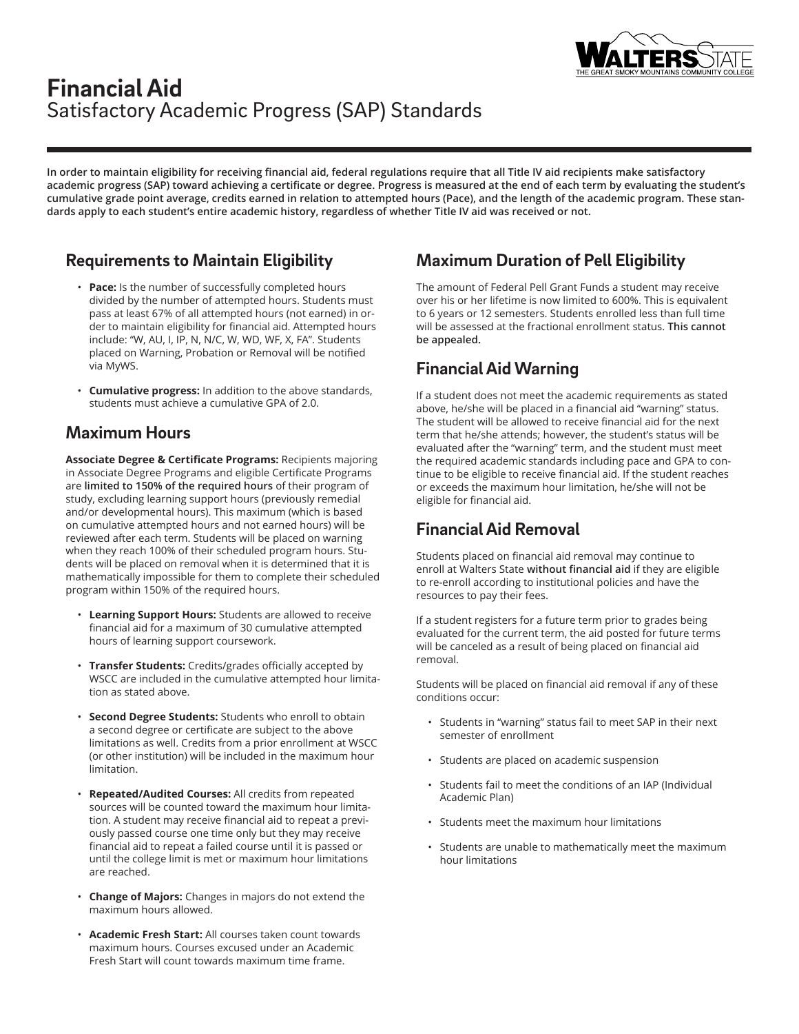# Financial Aid

## Satisfactory Academic Progress (SAP) Standards

**In order to maintain eligibility for receiving financial aid, federal regulations require that all Title IV aid recipients make satisfactory academic progress (SAP) toward achieving a certificate or degree. Progress is measured at the end of each term by evaluating the student's cumulative grade point average, credits earned in relation to attempted hours (Pace), and the length of the academic program. These standards apply to each student's entire academic history, regardless of whether Title IV aid was received or not.**

### Requirements to Maintain Eligibility

- **Pace:** Is the number of successfully completed hours divided by the number of attempted hours. Students must pass at least 67% of all attempted hours (not earned) in order to maintain eligibility for financial aid. Attempted hours include: "W, AU, I, IP, N, N/C, W, WD, WF, X, FA". Students placed on Warning, Probation or Removal will be notified via MyWS.
- **Cumulative progress:** In addition to the above standards, students must achieve a cumulative GPA of 2.0.

### Maximum Hours

**Associate Degree & Certificate Programs:** Recipients majoring in Associate Degree Programs and eligible Certificate Programs are **limited to 150% of the required hours** of their program of study, excluding learning support hours (previously remedial and/or developmental hours). This maximum (which is based on cumulative attempted hours and not earned hours) will be reviewed after each term. Students will be placed on warning when they reach 100% of their scheduled program hours. Students will be placed on removal when it is determined that it is mathematically impossible for them to complete their scheduled program within 150% of the required hours.

- **Learning Support Hours:** Students are allowed to receive financial aid for a maximum of 30 cumulative attempted hours of learning support coursework.
- **Transfer Students:** Credits/grades officially accepted by WSCC are included in the cumulative attempted hour limitation as stated above.
- **Second Degree Students:** Students who enroll to obtain a second degree or certificate are subject to the above limitations as well. Credits from a prior enrollment at WSCC (or other institution) will be included in the maximum hour limitation.
- **Repeated/Audited Courses:** All credits from repeated sources will be counted toward the maximum hour limitation. A student may receive financial aid to repeat a previously passed course one time only but they may receive financial aid to repeat a failed course until it is passed or until the college limit is met or maximum hour limitations are reached.
- **Change of Majors:** Changes in majors do not extend the maximum hours allowed.
- **Academic Fresh Start:** All courses taken count towards maximum hours. Courses excused under an Academic Fresh Start will count towards maximum time frame.

### Maximum Duration of Pell Eligibility

The amount of Federal Pell Grant Funds a student may receive over his or her lifetime is now limited to 600%. This is equivalent to 6 years or 12 semesters. Students enrolled less than full time will be assessed at the fractional enrollment status. **This cannot be appealed.**

### Financial Aid Warning

If a student does not meet the academic requirements as stated above, he/she will be placed in a financial aid "warning" status. The student will be allowed to receive financial aid for the next term that he/she attends; however, the student's status will be evaluated after the "warning" term, and the student must meet the required academic standards including pace and GPA to continue to be eligible to receive financial aid. If the student reaches or exceeds the maximum hour limitation, he/she will not be eligible for financial aid.

### Financial Aid Removal

Students placed on financial aid removal may continue to enroll at Walters State **without financial aid** if they are eligible to re-enroll according to institutional policies and have the resources to pay their fees.

If a student registers for a future term prior to grades being evaluated for the current term, the aid posted for future terms will be canceled as a result of being placed on financial aid removal.

Students will be placed on financial aid removal if any of these conditions occur:

- Students in "warning" status fail to meet SAP in their next semester of enrollment
- Students are placed on academic suspension
- Students fail to meet the conditions of an IAP (Individual Academic Plan)
- Students meet the maximum hour limitations
- Students are unable to mathematically meet the maximum hour limitations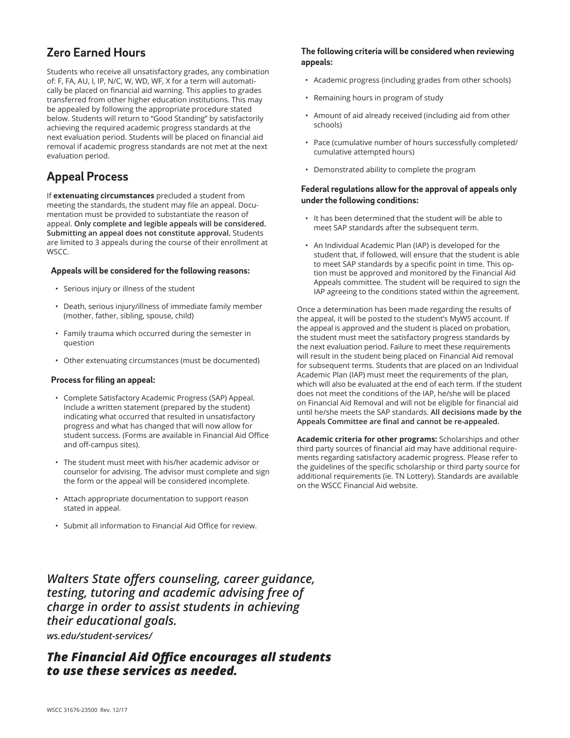## Zero Earned Hours

Students who receive all unsatisfactory grades, any combination of: F, FA, AU, I, IP, N/C, W, WD, WF, X for a term will automatically be placed on financial aid warning. This applies to grades transferred from other higher education institutions. This may be appealed by following the appropriate procedure stated below. Students will return to "Good Standing" by satisfactorily achieving the required academic progress standards at the next evaluation period. Students will be placed on financial aid removal if academic progress standards are not met at the next evaluation period.

## Appeal Process

If **extenuating circumstances** precluded a student from meeting the standards, the student may file an appeal. Documentation must be provided to substantiate the reason of appeal. **Only complete and legible appeals will be considered. Submitting an appeal does not constitute approval.** Students are limited to 3 appeals during the course of their enrollment at WSCC.

#### Appeals will be considered for the following reasons:

- Serious injury or illness of the student
- Death, serious injury/illness of immediate family member (mother, father, sibling, spouse, child)
- Family trauma which occurred during the semester in question
- Other extenuating circumstances (must be documented)

#### Process for filing an appeal:

- Complete Satisfactory Academic Progress (SAP) Appeal. Include a written statement (prepared by the student) indicating what occurred that resulted in unsatisfactory progress and what has changed that will now allow for student success. (Forms are available in Financial Aid Office and off-campus sites).
- The student must meet with his/her academic advisor or counselor for advising. The advisor must complete and sign the form or the appeal will be considered incomplete.
- Attach appropriate documentation to support reason stated in appeal.
- Submit all information to Financial Aid Office for review.

#### The following criteria will be considered when reviewing appeals:

- Academic progress (including grades from other schools)
- Remaining hours in program of study
- Amount of aid already received (including aid from other schools)
- Pace (cumulative number of hours successfully completed/ cumulative attempted hours)
- Demonstrated ability to complete the program

#### Federal regulations allow for the approval of appeals only under the following conditions:

- It has been determined that the student will be able to meet SAP standards after the subsequent term.
- An Individual Academic Plan (IAP) is developed for the student that, if followed, will ensure that the student is able to meet SAP standards by a specific point in time. This option must be approved and monitored by the Financial Aid Appeals committee. The student will be required to sign the IAP agreeing to the conditions stated within the agreement.

Once a determination has been made regarding the results of the appeal, it will be posted to the student's MyWS account. If the appeal is approved and the student is placed on probation, the student must meet the satisfactory progress standards by the next evaluation period. Failure to meet these requirements will result in the student being placed on Financial Aid removal for subsequent terms. Students that are placed on an Individual Academic Plan (IAP) must meet the requirements of the plan, which will also be evaluated at the end of each term. If the student does not meet the conditions of the IAP, he/she will be placed on Financial Aid Removal and will not be eligible for financial aid until he/she meets the SAP standards. **All decisions made by the Appeals Committee are final and cannot be re-appealed.**

**Academic criteria for other programs:** Scholarships and other third party sources of financial aid may have additional requirements regarding satisfactory academic progress. Please refer to the guidelines of the specific scholarship or third party source for additional requirements (ie. TN Lottery). Standards are available on the WSCC Financial Aid website.

***Walters State offers counseling, career guidance, testing, tutoring and academic advising free of charge in order to assist students in achieving their educational goals.***

***ws.edu/student-services/***

***The Financial Aid Office encourages all students to use these services as needed.***

WSCC 31676-23500 Rev. 12/17